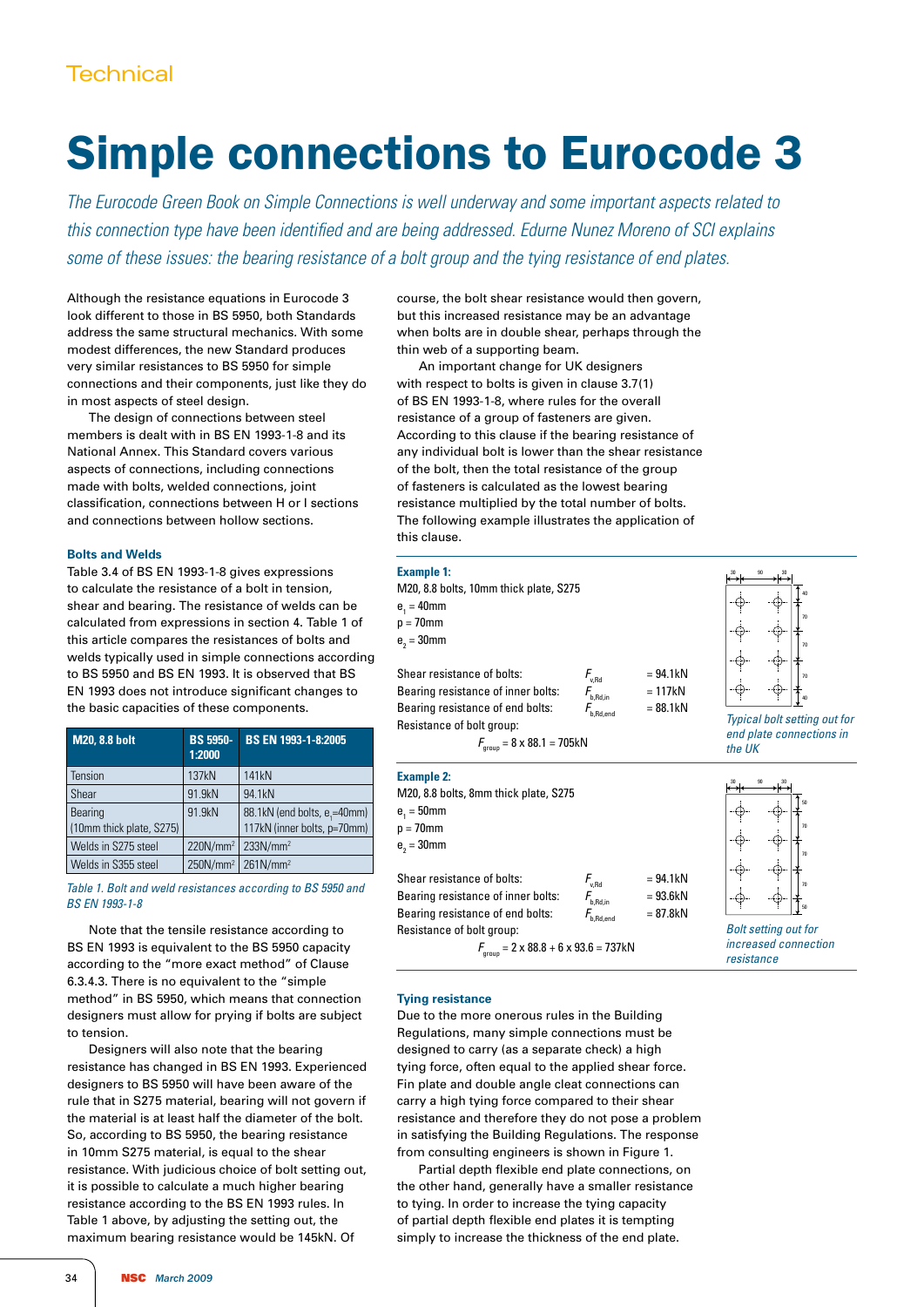Technical

# Simple connections to Eurocode 3

*The Eurocode Green Book on Simple Connections is well underway and some important aspects related to this connection type have been identified and are being addressed. Edurne Nunez Moreno of SCI explains some of these issues: the bearing resistance of a bolt group and the tying resistance of end plates.*

Although the resistance equations in Eurocode 3 look different to those in BS 5950, both Standards address the same structural mechanics. With some modest differences, the new Standard produces very similar resistances to BS 5950 for simple connections and their components, just like they do in most aspects of steel design.

The design of connections between steel members is dealt with in BS EN 1993-1-8 and its National Annex. This Standard covers various aspects of connections, including connections made with bolts, welded connections, joint classification, connections between H or I sections and connections between hollow sections.

### Bolts and Welds

Table 3.4 of BS EN 1993-1-8 gives expressions to calculate the resistance of a bolt in tension, shear and bearing. The resistance of welds can be calculated from expressions in section 4. Table 1 of this article compares the resistances of bolts and welds typically used in simple connections according to BS 5950 and BS EN 1993. It is observed that BS EN 1993 does not introduce significant changes to the basic capacities of these components.

| M20, 8.8 bolt | BS 5950-1:2000 | BS EN 1993-1-8:2005 |
|---|---|---|
| Tension | 137kN | 141kN |
| Shear | 91.9kN | 94.1kN |
| Bearing (10mm thick plate, S275) | 91.9kN | 88.1kN (end bolts, $e_1$=40mm) 117kN (inner bolts, p=70mm) |
| Welds in S275 steel | 220N/mm$^2$ | 233N/mm$^2$ |
| Welds in S355 steel | 250N/mm$^2$ | 261N/mm$^2$ |

*Table 1. Bolt and weld resistances according to BS 5950 and BS EN 1993-1-8*

Note that the tensile resistance according to BS EN 1993 is equivalent to the BS 5950 capacity according to the "more exact method" of Clause 6.3.4.3. There is no equivalent to the "simple method" in BS 5950, which means that connection designers must allow for prying if bolts are subject to tension.

Designers will also note that the bearing resistance has changed in BS EN 1993. Experienced designers to BS 5950 will have been aware of the rule that in S275 material, bearing will not govern if the material is at least half the diameter of the bolt. So, according to BS 5950, the bearing resistance in 10mm S275 material, is equal to the shear resistance. With judicious choice of bolt setting out, it is possible to calculate a much higher bearing resistance according to the BS EN 1993 rules. In Table 1 above, by adjusting the setting out, the maximum bearing resistance would be 145kN. Of course, the bolt shear resistance would then govern, but this increased resistance may be an advantage when bolts are in double shear, perhaps through the thin web of a supporting beam.

An important change for UK designers with respect to bolts is given in clause 3.7(1) of BS EN 1993-1-8, where rules for the overall resistance of a group of fasteners are given. According to this clause if the bearing resistance of any individual bolt is lower than the shear resistance of the bolt, then the total resistance of the group of fasteners is calculated as the lowest bearing resistance multiplied by the total number of bolts. The following example illustrates the application of this clause.

**Example 1:**

M20, 8.8 bolts, 10mm thick plate, S275
$e_1$ = 40mm
p = 70mm
$e_2$ = 30mm

Shear resistance of bolts: $F_{v,Rd}$ = 94.1kN
Bearing resistance of inner bolts: $F_{b,Rd,in}$ = 117kN
Bearing resistance of end bolts: $F_{b,Rd,end}$ = 88.1kN
Resistance of bolt group:

$$F_{group} = 8 \times 88.1 = 705\text{kN}$$

*Typical bolt setting out for end plate connections in the UK*

**Example 2:**

M20, 8.8 bolts, 8mm thick plate, S275
$e_1$ = 50mm
p = 70mm
$e_2$ = 30mm

Shear resistance of bolts: $F_{v,Rd}$ = 94.1kN
Bearing resistance of inner bolts: $F_{b,Rd,in}$ = 93.6kN
Bearing resistance of end bolts: $F_{b,Rd,end}$ = 87.8kN
Resistance of bolt group:

$$F_{group} = 2 \times 88.8 + 6 \times 93.6 = 737\text{kN}$$

*Bolt setting out for increased connection resistance*

### Tying resistance

Due to the more onerous rules in the Building Regulations, many simple connections must be designed to carry (as a separate check) a high tying force, often equal to the applied shear force. Fin plate and double angle cleat connections can carry a high tying force compared to their shear resistance and therefore they do not pose a problem in satisfying the Building Regulations. The response from consulting engineers is shown in Figure 1.

Partial depth flexible end plate connections, on the other hand, generally have a smaller resistance to tying. In order to increase the tying capacity of partial depth flexible end plates it is tempting simply to increase the thickness of the end plate.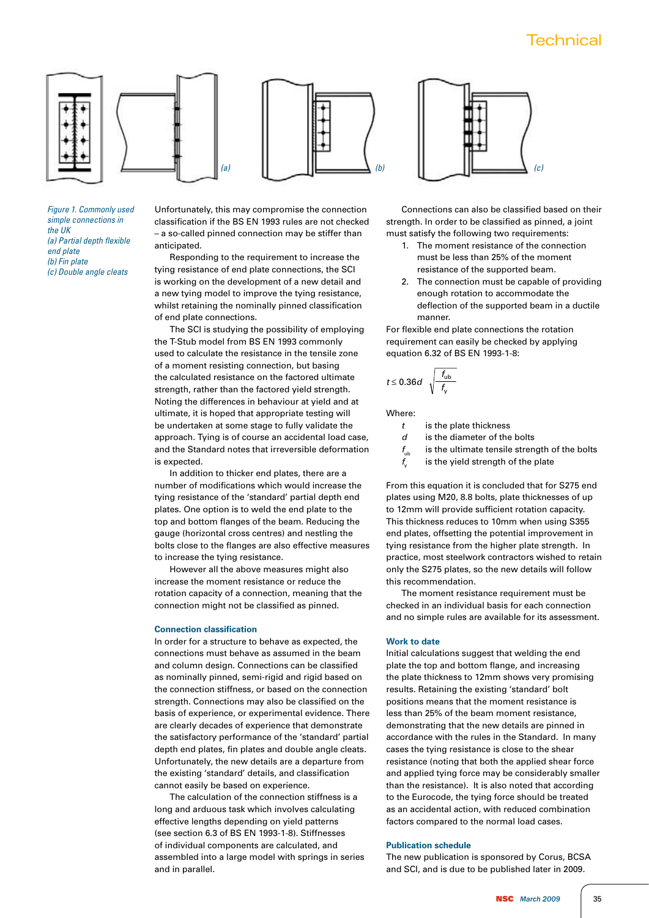Figure 1. Commonly used simple connections in the UK
(a) Partial depth flexible end plate
(b) Fin plate
(c) Double angle cleats

Unfortunately, this may compromise the connection classification if the BS EN 1993 rules are not checked – a so-called pinned connection may be stiffer than anticipated.

Responding to the requirement to increase the tying resistance of end plate connections, the SCI is working on the development of a new detail and a new tying model to improve the tying resistance, whilst retaining the nominally pinned classification of end plate connections.

The SCI is studying the possibility of employing the T-Stub model from BS EN 1993 commonly used to calculate the resistance in the tensile zone of a moment resisting connection, but basing the calculated resistance on the factored ultimate strength, rather than the factored yield strength. Noting the differences in behaviour at yield and at ultimate, it is hoped that appropriate testing will be undertaken at some stage to fully validate the approach. Tying is of course an accidental load case, and the Standard notes that irreversible deformation is expected.

In addition to thicker end plates, there are a number of modifications which would increase the tying resistance of the 'standard' partial depth end plates. One option is to weld the end plate to the top and bottom flanges of the beam. Reducing the gauge (horizontal cross centres) and nestling the bolts close to the flanges are also effective measures to increase the tying resistance.

However all the above measures might also increase the moment resistance or reduce the rotation capacity of a connection, meaning that the connection might not be classified as pinned.

### Connection classification

In order for a structure to behave as expected, the connections must behave as assumed in the beam and column design. Connections can be classified as nominally pinned, semi-rigid and rigid based on the connection stiffness, or based on the connection strength. Connections may also be classified on the basis of experience, or experimental evidence. There are clearly decades of experience that demonstrate the satisfactory performance of the 'standard' partial depth end plates, fin plates and double angle cleats. Unfortunately, the new details are a departure from the existing 'standard' details, and classification cannot easily be based on experience.

The calculation of the connection stiffness is a long and arduous task which involves calculating effective lengths depending on yield patterns (see section 6.3 of BS EN 1993-1-8). Stiffnesses of individual components are calculated, and assembled into a large model with springs in series and in parallel.

Connections can also be classified based on their strength. In order to be classified as pinned, a joint must satisfy the following two requirements:

1. The moment resistance of the connection must be less than 25% of the moment resistance of the supported beam.
2. The connection must be capable of providing enough rotation to accommodate the deflection of the supported beam in a ductile manner.

For flexible end plate connections the rotation requirement can easily be checked by applying equation 6.32 of BS EN 1993-1-8:

$$t \leq 0.36d \sqrt{\frac{f_{ub}}{f_y}}$$

Where:

- $t$ is the plate thickness
- $d$ is the diameter of the bolts
- $f_{ub}$ is the ultimate tensile strength of the bolts
- $f_y$ is the yield strength of the plate

From this equation it is concluded that for S275 end plates using M20, 8.8 bolts, plate thicknesses of up to 12mm will provide sufficient rotation capacity. This thickness reduces to 10mm when using S355 end plates, offsetting the potential improvement in tying resistance from the higher plate strength. In practice, most steelwork contractors wished to retain only the S275 plates, so the new details will follow this recommendation.

The moment resistance requirement must be checked in an individual basis for each connection and no simple rules are available for its assessment.

### Work to date

Initial calculations suggest that welding the end plate the top and bottom flange, and increasing the plate thickness to 12mm shows very promising results. Retaining the existing 'standard' bolt positions means that the moment resistance is less than 25% of the beam moment resistance, demonstrating that the new details are pinned in accordance with the rules in the Standard. In many cases the tying resistance is close to the shear resistance (noting that both the applied shear force and applied tying force may be considerably smaller than the resistance). It is also noted that according to the Eurocode, the tying force should be treated as an accidental action, with reduced combination factors compared to the normal load cases.

### Publication schedule

The new publication is sponsored by Corus, BCSA and SCI, and is due to be published later in 2009.